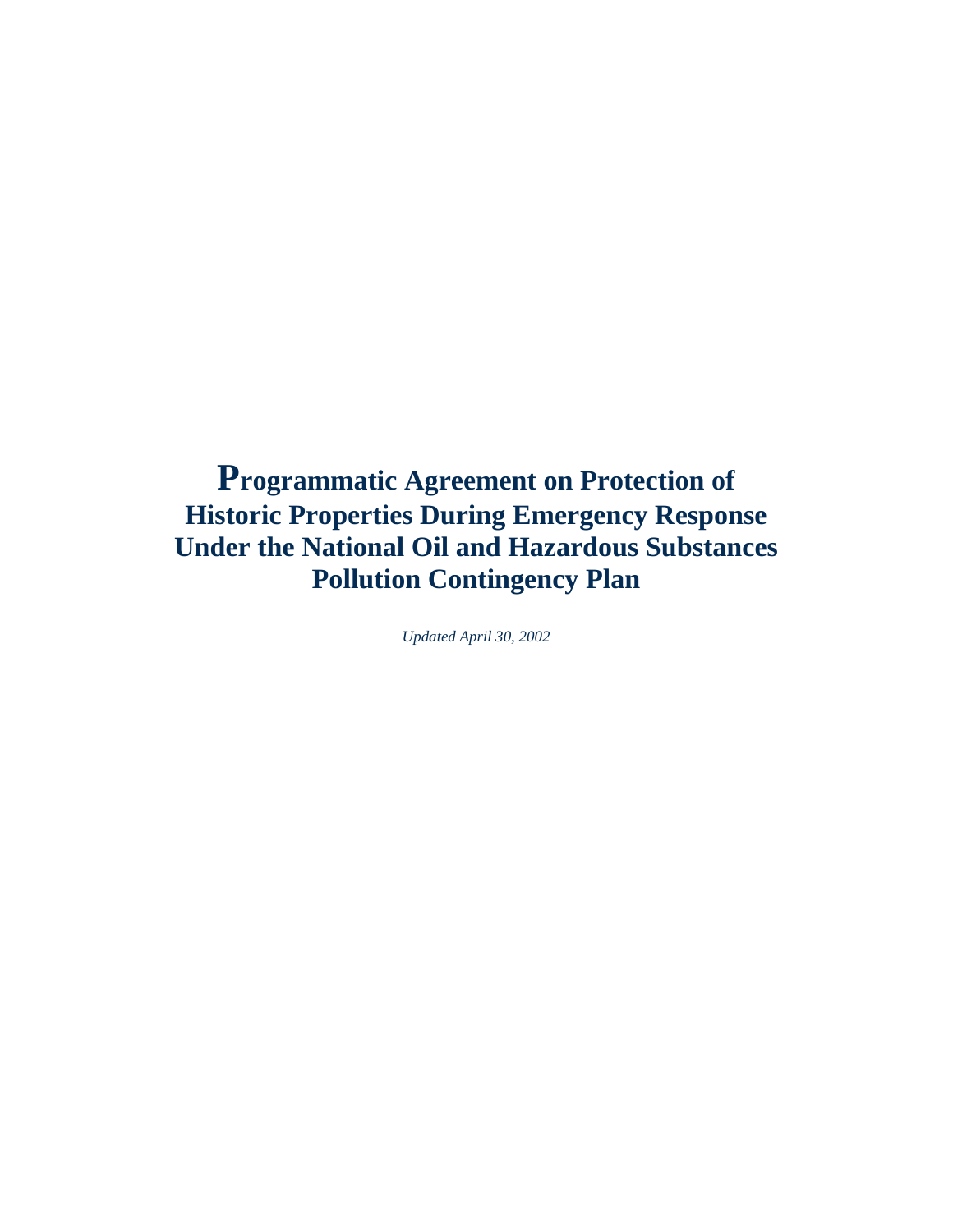# Programmatic Agreement on Protection of Historic Properties During Emergency Response Under the National Oil and Hazardous Substances Pollution Contingency Plan

*Updated April 30, 2002*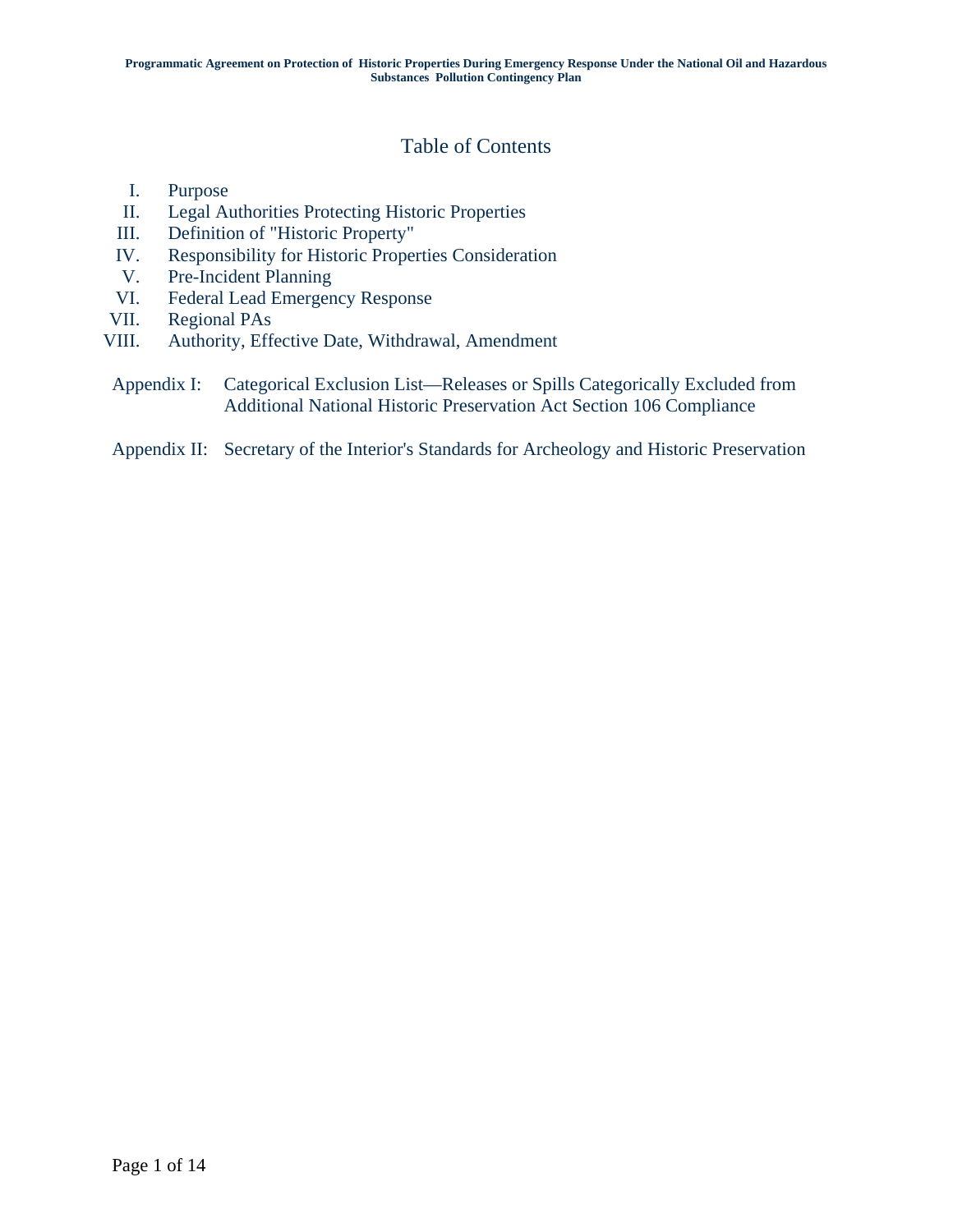# Table of Contents

I. Purpose
II. Legal Authorities Protecting Historic Properties
III. Definition of "Historic Property"
IV. Responsibility for Historic Properties Consideration
V. Pre-Incident Planning
VI. Federal Lead Emergency Response
VII. Regional PAs
VIII. Authority, Effective Date, Withdrawal, Amendment

Appendix I: Categorical Exclusion List—Releases or Spills Categorically Excluded from Additional National Historic Preservation Act Section 106 Compliance

Appendix II: Secretary of the Interior's Standards for Archeology and Historic Preservation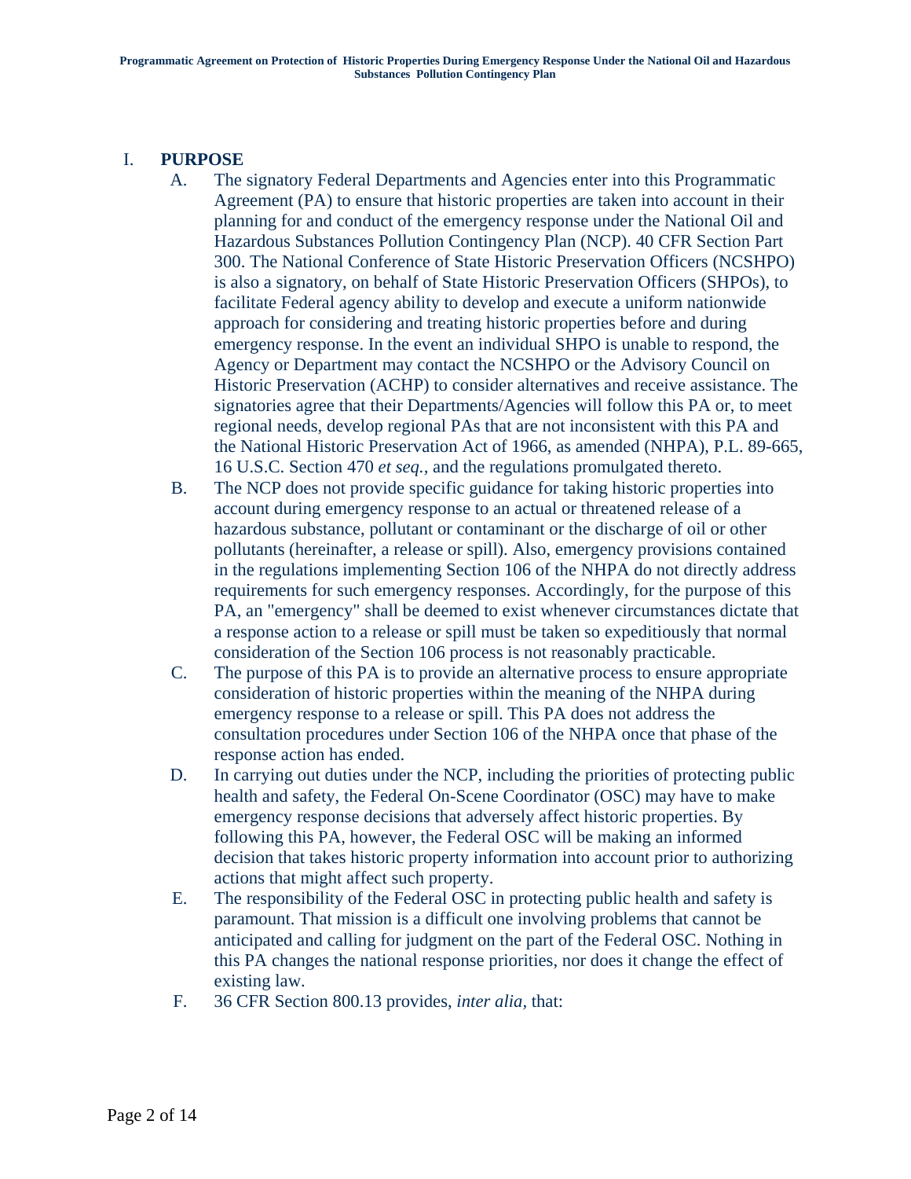## I. PURPOSE

A. The signatory Federal Departments and Agencies enter into this Programmatic Agreement (PA) to ensure that historic properties are taken into account in their planning for and conduct of the emergency response under the National Oil and Hazardous Substances Pollution Contingency Plan (NCP). 40 CFR Section Part 300. The National Conference of State Historic Preservation Officers (NCSHPO) is also a signatory, on behalf of State Historic Preservation Officers (SHPOs), to facilitate Federal agency ability to develop and execute a uniform nationwide approach for considering and treating historic properties before and during emergency response. In the event an individual SHPO is unable to respond, the Agency or Department may contact the NCSHPO or the Advisory Council on Historic Preservation (ACHP) to consider alternatives and receive assistance. The signatories agree that their Departments/Agencies will follow this PA or, to meet regional needs, develop regional PAs that are not inconsistent with this PA and the National Historic Preservation Act of 1966, as amended (NHPA), P.L. 89-665, 16 U.S.C. Section 470 *et seq.*, and the regulations promulgated thereto.

B. The NCP does not provide specific guidance for taking historic properties into account during emergency response to an actual or threatened release of a hazardous substance, pollutant or contaminant or the discharge of oil or other pollutants (hereinafter, a release or spill). Also, emergency provisions contained in the regulations implementing Section 106 of the NHPA do not directly address requirements for such emergency responses. Accordingly, for the purpose of this PA, an "emergency" shall be deemed to exist whenever circumstances dictate that a response action to a release or spill must be taken so expeditiously that normal consideration of the Section 106 process is not reasonably practicable.

C. The purpose of this PA is to provide an alternative process to ensure appropriate consideration of historic properties within the meaning of the NHPA during emergency response to a release or spill. This PA does not address the consultation procedures under Section 106 of the NHPA once that phase of the response action has ended.

D. In carrying out duties under the NCP, including the priorities of protecting public health and safety, the Federal On-Scene Coordinator (OSC) may have to make emergency response decisions that adversely affect historic properties. By following this PA, however, the Federal OSC will be making an informed decision that takes historic property information into account prior to authorizing actions that might affect such property.

E. The responsibility of the Federal OSC in protecting public health and safety is paramount. That mission is a difficult one involving problems that cannot be anticipated and calling for judgment on the part of the Federal OSC. Nothing in this PA changes the national response priorities, nor does it change the effect of existing law.

F. 36 CFR Section 800.13 provides, *inter alia*, that: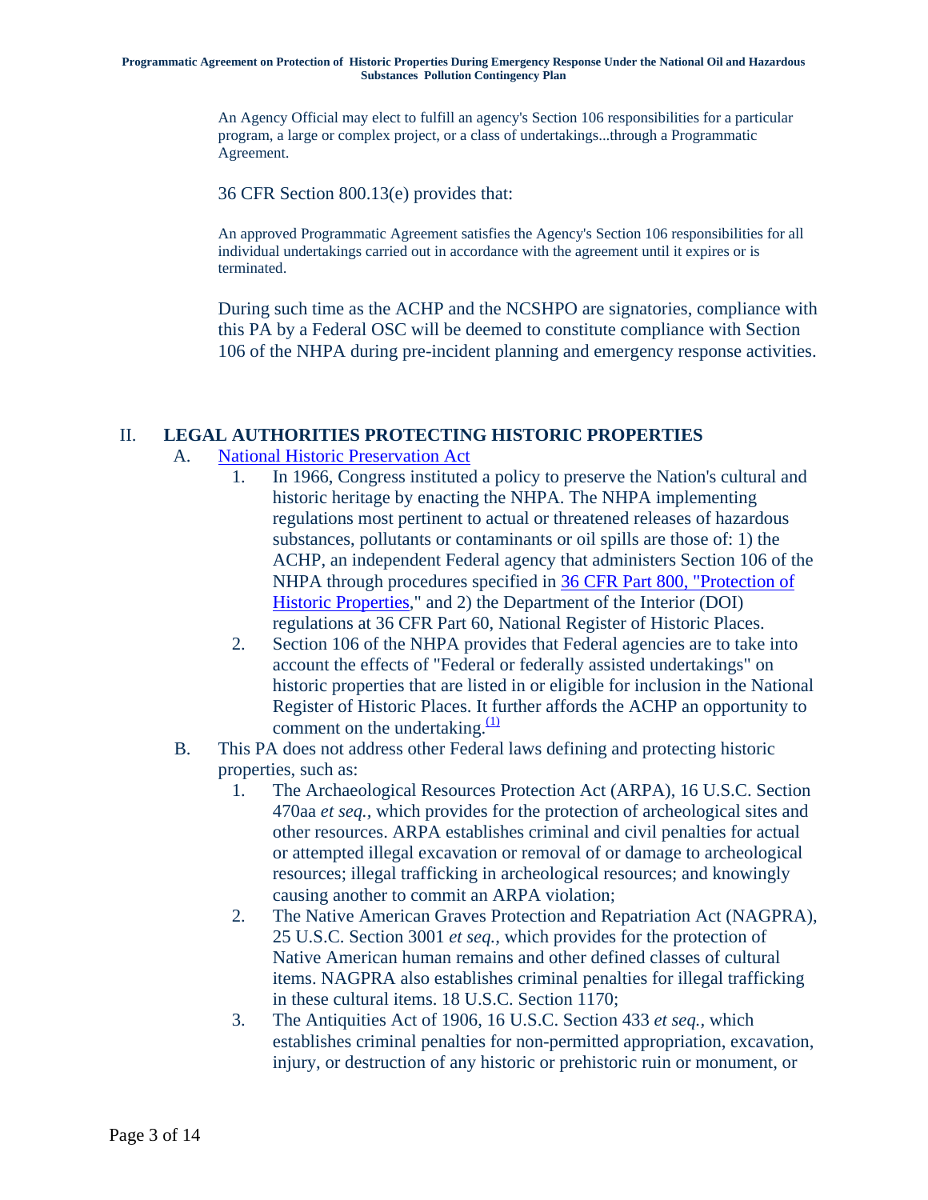An Agency Official may elect to fulfill an agency's Section 106 responsibilities for a particular program, a large or complex project, or a class of undertakings...through a Programmatic Agreement.

36 CFR Section 800.13(e) provides that:

An approved Programmatic Agreement satisfies the Agency's Section 106 responsibilities for all individual undertakings carried out in accordance with the agreement until it expires or is terminated.

During such time as the ACHP and the NCSHPO are signatories, compliance with this PA by a Federal OSC will be deemed to constitute compliance with Section 106 of the NHPA during pre-incident planning and emergency response activities.

## II. LEGAL AUTHORITIES PROTECTING HISTORIC PROPERTIES

A. National Historic Preservation Act

1. In 1966, Congress instituted a policy to preserve the Nation's cultural and historic heritage by enacting the NHPA. The NHPA implementing regulations most pertinent to actual or threatened releases of hazardous substances, pollutants or contaminants or oil spills are those of: 1) the ACHP, an independent Federal agency that administers Section 106 of the NHPA through procedures specified in 36 CFR Part 800, "Protection of Historic Properties," and 2) the Department of the Interior (DOI) regulations at 36 CFR Part 60, National Register of Historic Places.
2. Section 106 of the NHPA provides that Federal agencies are to take into account the effects of "Federal or federally assisted undertakings" on historic properties that are listed in or eligible for inclusion in the National Register of Historic Places. It further affords the ACHP an opportunity to comment on the undertaking.[(1)]

B. This PA does not address other Federal laws defining and protecting historic properties, such as:

1. The Archaeological Resources Protection Act (ARPA), 16 U.S.C. Section 470aa *et seq.*, which provides for the protection of archeological sites and other resources. ARPA establishes criminal and civil penalties for actual or attempted illegal excavation or removal of or damage to archeological resources; illegal trafficking in archeological resources; and knowingly causing another to commit an ARPA violation;
2. The Native American Graves Protection and Repatriation Act (NAGPRA), 25 U.S.C. Section 3001 *et seq.*, which provides for the protection of Native American human remains and other defined classes of cultural items. NAGPRA also establishes criminal penalties for illegal trafficking in these cultural items. 18 U.S.C. Section 1170;
3. The Antiquities Act of 1906, 16 U.S.C. Section 433 *et seq.*, which establishes criminal penalties for non-permitted appropriation, excavation, injury, or destruction of any historic or prehistoric ruin or monument, or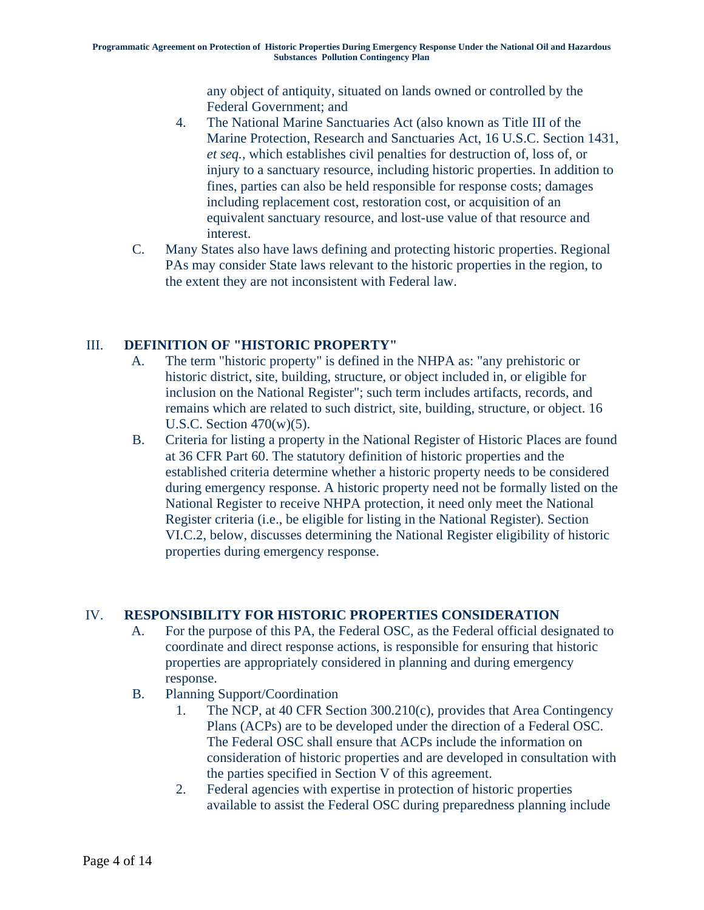any object of antiquity, situated on lands owned or controlled by the Federal Government; and

4. The National Marine Sanctuaries Act (also known as Title III of the Marine Protection, Research and Sanctuaries Act, 16 U.S.C. Section 1431, *et seq.*, which establishes civil penalties for destruction of, loss of, or injury to a sanctuary resource, including historic properties. In addition to fines, parties can also be held responsible for response costs; damages including replacement cost, restoration cost, or acquisition of an equivalent sanctuary resource, and lost-use value of that resource and interest.

C. Many States also have laws defining and protecting historic properties. Regional PAs may consider State laws relevant to the historic properties in the region, to the extent they are not inconsistent with Federal law.

## III. DEFINITION OF "HISTORIC PROPERTY"

A. The term "historic property" is defined in the NHPA as: "any prehistoric or historic district, site, building, structure, or object included in, or eligible for inclusion on the National Register"; such term includes artifacts, records, and remains which are related to such district, site, building, structure, or object. 16 U.S.C. Section 470(w)(5).

B. Criteria for listing a property in the National Register of Historic Places are found at 36 CFR Part 60. The statutory definition of historic properties and the established criteria determine whether a historic property needs to be considered during emergency response. A historic property need not be formally listed on the National Register to receive NHPA protection, it need only meet the National Register criteria (i.e., be eligible for listing in the National Register). Section VI.C.2, below, discusses determining the National Register eligibility of historic properties during emergency response.

## IV. RESPONSIBILITY FOR HISTORIC PROPERTIES CONSIDERATION

A. For the purpose of this PA, the Federal OSC, as the Federal official designated to coordinate and direct response actions, is responsible for ensuring that historic properties are appropriately considered in planning and during emergency response.

B. Planning Support/Coordination

1. The NCP, at 40 CFR Section 300.210(c), provides that Area Contingency Plans (ACPs) are to be developed under the direction of a Federal OSC. The Federal OSC shall ensure that ACPs include the information on consideration of historic properties and are developed in consultation with the parties specified in Section V of this agreement.

2. Federal agencies with expertise in protection of historic properties available to assist the Federal OSC during preparedness planning include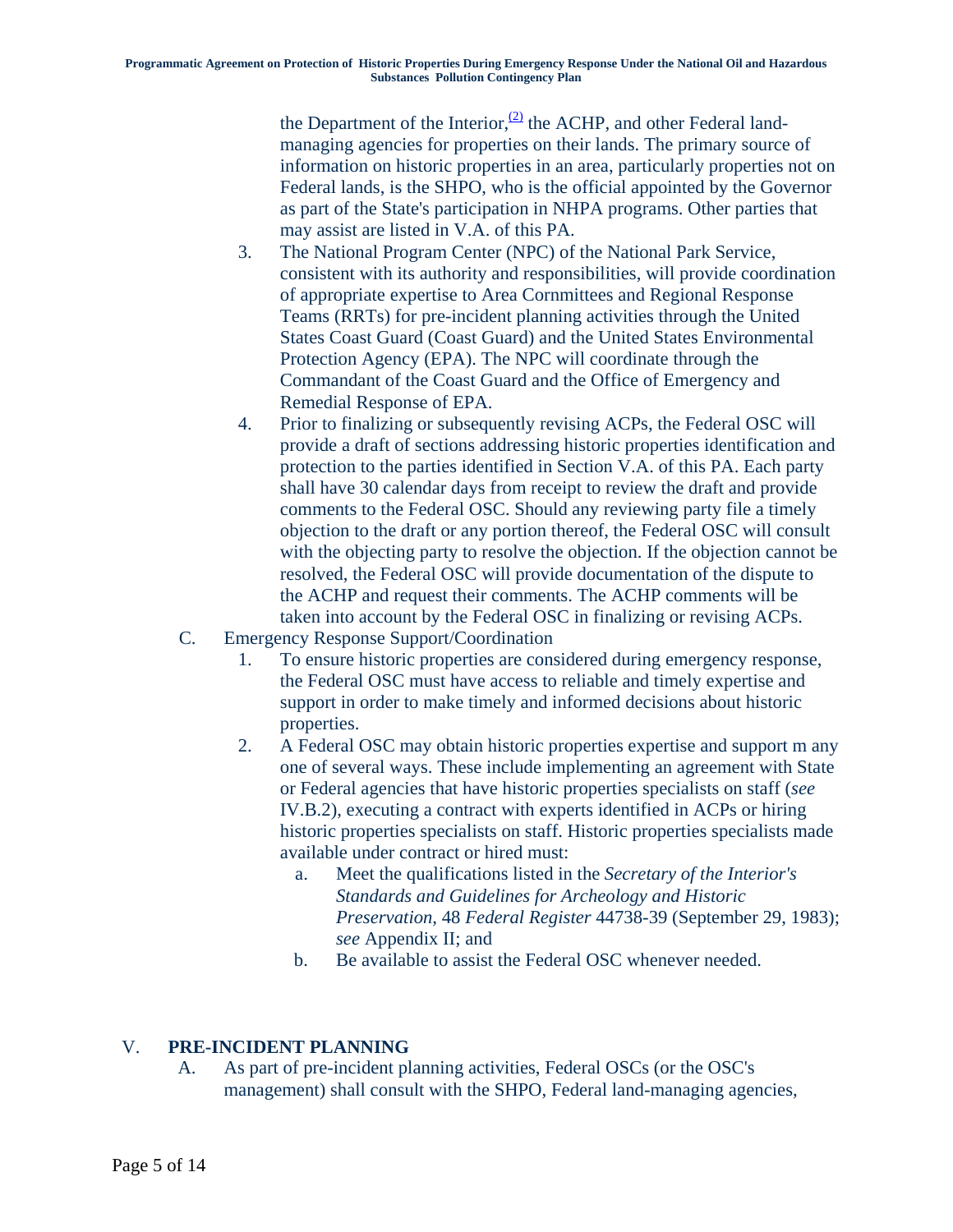the Department of the Interior,[(2)] the ACHP, and other Federal land-managing agencies for properties on their lands. The primary source of information on historic properties in an area, particularly properties not on Federal lands, is the SHPO, who is the official appointed by the Governor as part of the State's participation in NHPA programs. Other parties that may assist are listed in V.A. of this PA.

3. The National Program Center (NPC) of the National Park Service, consistent with its authority and responsibilities, will provide coordination of appropriate expertise to Area Cornmittees and Regional Response Teams (RRTs) for pre-incident planning activities through the United States Coast Guard (Coast Guard) and the United States Environmental Protection Agency (EPA). The NPC will coordinate through the Commandant of the Coast Guard and the Office of Emergency and Remedial Response of EPA.
4. Prior to finalizing or subsequently revising ACPs, the Federal OSC will provide a draft of sections addressing historic properties identification and protection to the parties identified in Section V.A. of this PA. Each party shall have 30 calendar days from receipt to review the draft and provide comments to the Federal OSC. Should any reviewing party file a timely objection to the draft or any portion thereof, the Federal OSC will consult with the objecting party to resolve the objection. If the objection cannot be resolved, the Federal OSC will provide documentation of the dispute to the ACHP and request their comments. The ACHP comments will be taken into account by the Federal OSC in finalizing or revising ACPs.

C. Emergency Response Support/Coordination

1. To ensure historic properties are considered during emergency response, the Federal OSC must have access to reliable and timely expertise and support in order to make timely and informed decisions about historic properties.
2. A Federal OSC may obtain historic properties expertise and support m any one of several ways. These include implementing an agreement with State or Federal agencies that have historic properties specialists on staff (*see* IV.B.2), executing a contract with experts identified in ACPs or hiring historic properties specialists on staff. Historic properties specialists made available under contract or hired must:
   a. Meet the qualifications listed in the *Secretary of the Interior's Standards and Guidelines for Archeology and Historic Preservation*, 48 *Federal Register* 44738-39 (September 29, 1983); *see* Appendix II; and
   b. Be available to assist the Federal OSC whenever needed.

## V. PRE-INCIDENT PLANNING

A. As part of pre-incident planning activities, Federal OSCs (or the OSC's management) shall consult with the SHPO, Federal land-managing agencies,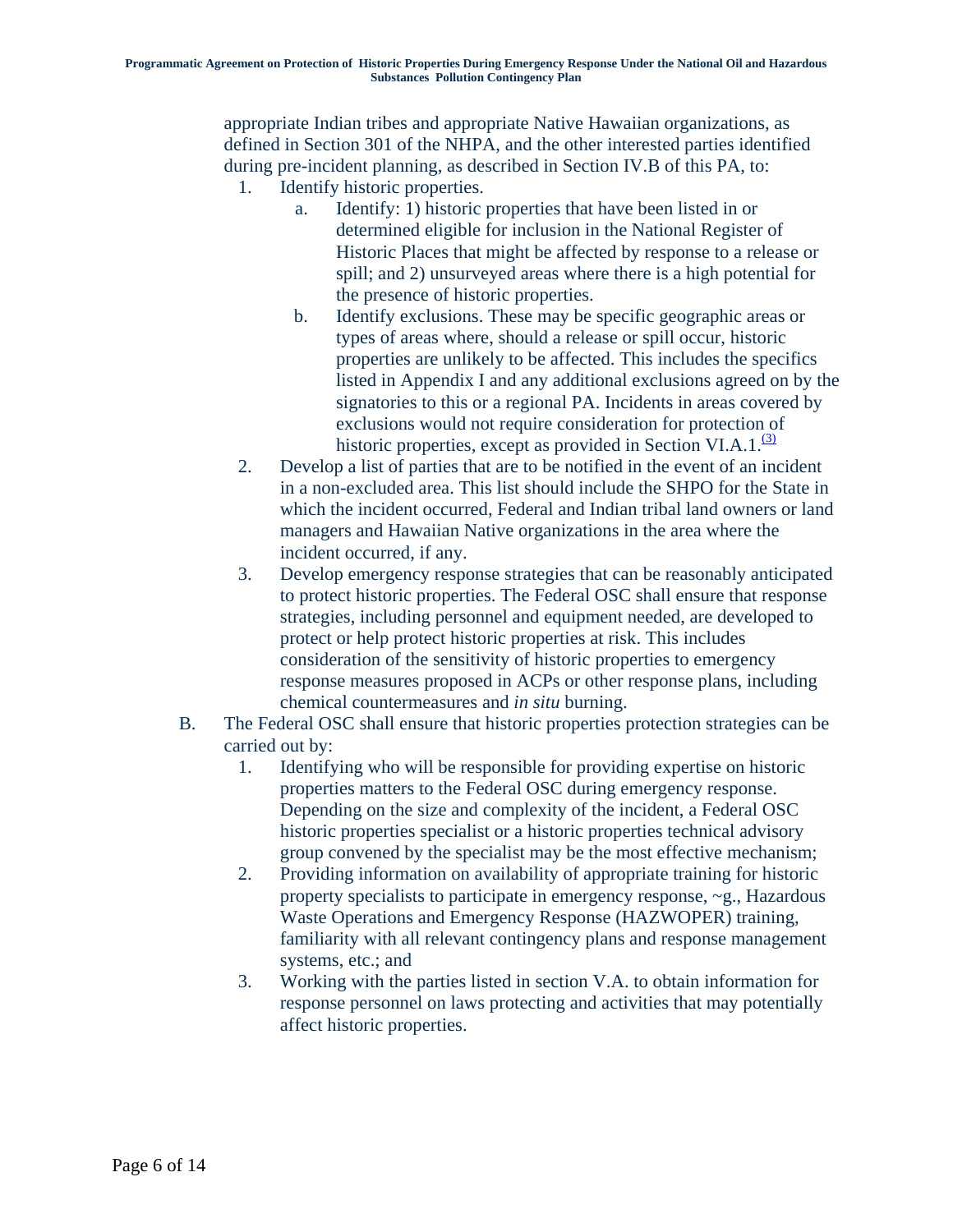appropriate Indian tribes and appropriate Native Hawaiian organizations, as defined in Section 301 of the NHPA, and the other interested parties identified during pre-incident planning, as described in Section IV.B of this PA, to:

1. Identify historic properties.
   a. Identify: 1) historic properties that have been listed in or determined eligible for inclusion in the National Register of Historic Places that might be affected by response to a release or spill; and 2) unsurveyed areas where there is a high potential for the presence of historic properties.
   b. Identify exclusions. These may be specific geographic areas or types of areas where, should a release or spill occur, historic properties are unlikely to be affected. This includes the specifics listed in Appendix I and any additional exclusions agreed on by the signatories to this or a regional PA. Incidents in areas covered by exclusions would not require consideration for protection of historic properties, except as provided in Section VI.A.1.[(3)]
2. Develop a list of parties that are to be notified in the event of an incident in a non-excluded area. This list should include the SHPO for the State in which the incident occurred, Federal and Indian tribal land owners or land managers and Hawaiian Native organizations in the area where the incident occurred, if any.
3. Develop emergency response strategies that can be reasonably anticipated to protect historic properties. The Federal OSC shall ensure that response strategies, including personnel and equipment needed, are developed to protect or help protect historic properties at risk. This includes consideration of the sensitivity of historic properties to emergency response measures proposed in ACPs or other response plans, including chemical countermeasures and *in situ* burning.

B. The Federal OSC shall ensure that historic properties protection strategies can be carried out by:

1. Identifying who will be responsible for providing expertise on historic properties matters to the Federal OSC during emergency response. Depending on the size and complexity of the incident, a Federal OSC historic properties specialist or a historic properties technical advisory group convened by the specialist may be the most effective mechanism;
2. Providing information on availability of appropriate training for historic property specialists to participate in emergency response, ~g., Hazardous Waste Operations and Emergency Response (HAZWOPER) training, familiarity with all relevant contingency plans and response management systems, etc.; and
3. Working with the parties listed in section V.A. to obtain information for response personnel on laws protecting and activities that may potentially affect historic properties.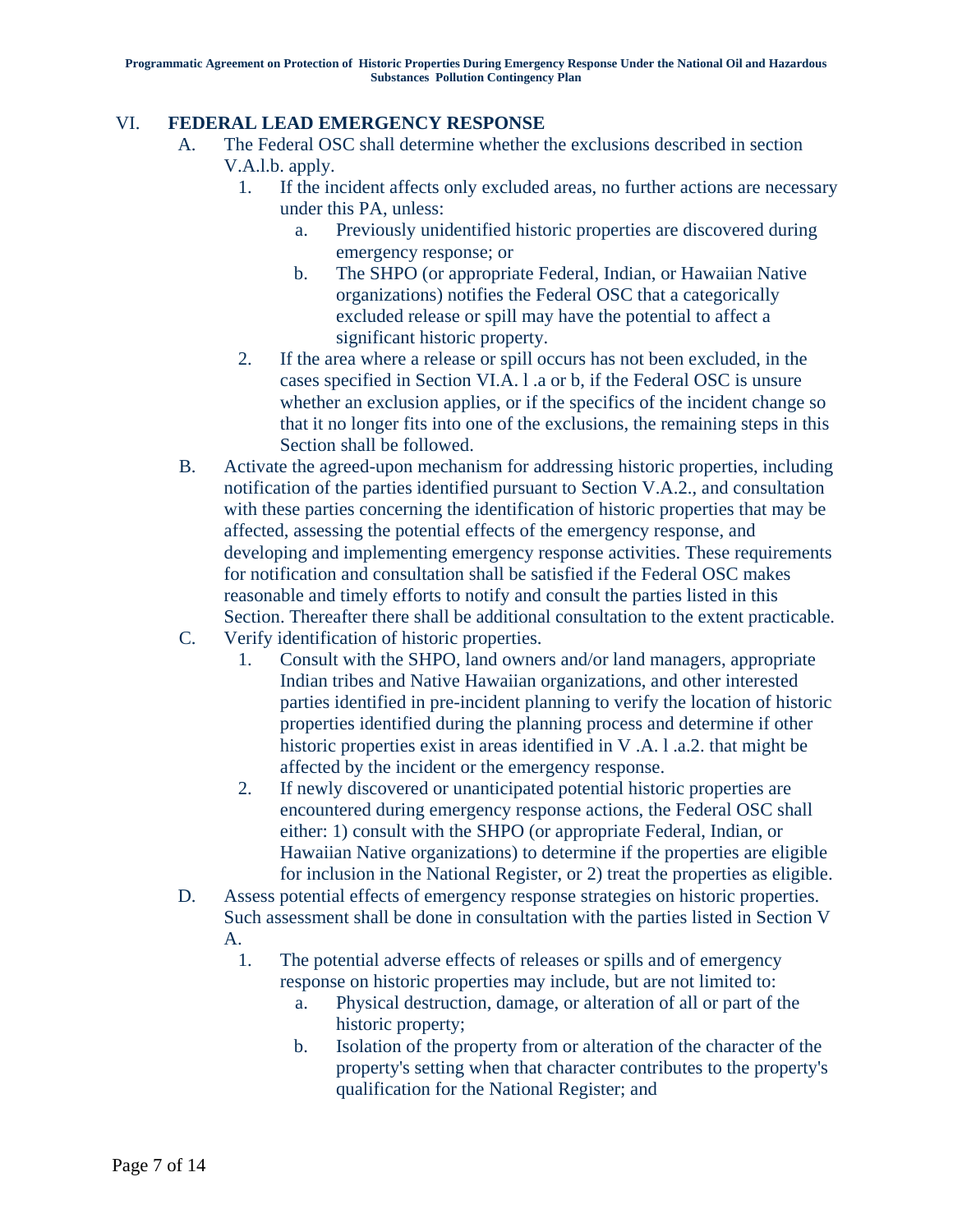## VI. FEDERAL LEAD EMERGENCY RESPONSE

A. The Federal OSC shall determine whether the exclusions described in section V.A.l.b. apply.

1. If the incident affects only excluded areas, no further actions are necessary under this PA, unless:
   a. Previously unidentified historic properties are discovered during emergency response; or
   b. The SHPO (or appropriate Federal, Indian, or Hawaiian Native organizations) notifies the Federal OSC that a categorically excluded release or spill may have the potential to affect a significant historic property.
2. If the area where a release or spill occurs has not been excluded, in the cases specified in Section VI.A. l .a or b, if the Federal OSC is unsure whether an exclusion applies, or if the specifics of the incident change so that it no longer fits into one of the exclusions, the remaining steps in this Section shall be followed.

B. Activate the agreed-upon mechanism for addressing historic properties, including notification of the parties identified pursuant to Section V.A.2., and consultation with these parties concerning the identification of historic properties that may be affected, assessing the potential effects of the emergency response, and developing and implementing emergency response activities. These requirements for notification and consultation shall be satisfied if the Federal OSC makes reasonable and timely efforts to notify and consult the parties listed in this Section. Thereafter there shall be additional consultation to the extent practicable.

C. Verify identification of historic properties.

1. Consult with the SHPO, land owners and/or land managers, appropriate Indian tribes and Native Hawaiian organizations, and other interested parties identified in pre-incident planning to verify the location of historic properties identified during the planning process and determine if other historic properties exist in areas identified in V .A. l .a.2. that might be affected by the incident or the emergency response.
2. If newly discovered or unanticipated potential historic properties are encountered during emergency response actions, the Federal OSC shall either: 1) consult with the SHPO (or appropriate Federal, Indian, or Hawaiian Native organizations) to determine if the properties are eligible for inclusion in the National Register, or 2) treat the properties as eligible.

D. Assess potential effects of emergency response strategies on historic properties. Such assessment shall be done in consultation with the parties listed in Section V A.

1. The potential adverse effects of releases or spills and of emergency response on historic properties may include, but are not limited to:
   a. Physical destruction, damage, or alteration of all or part of the historic property;
   b. Isolation of the property from or alteration of the character of the property's setting when that character contributes to the property's qualification for the National Register; and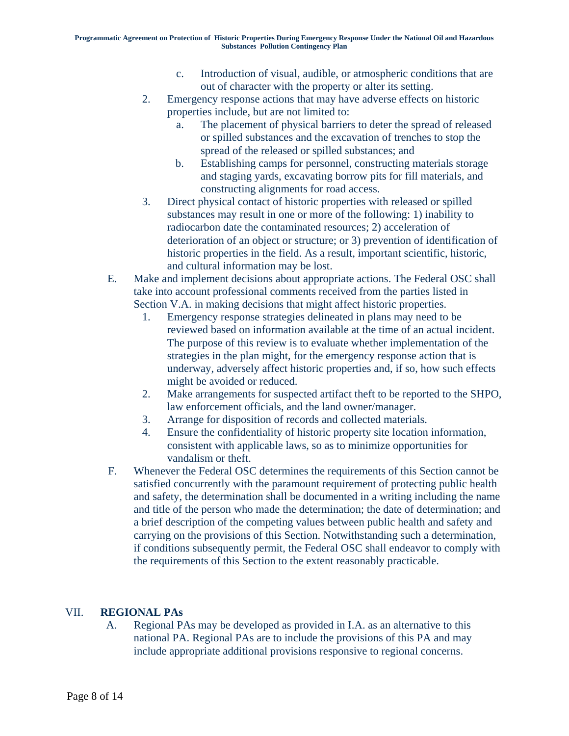c. Introduction of visual, audible, or atmospheric conditions that are out of character with the property or alter its setting.

2. Emergency response actions that may have adverse effects on historic properties include, but are not limited to:
   a. The placement of physical barriers to deter the spread of released or spilled substances and the excavation of trenches to stop the spread of the released or spilled substances; and
   b. Establishing camps for personnel, constructing materials storage and staging yards, excavating borrow pits for fill materials, and constructing alignments for road access.
3. Direct physical contact of historic properties with released or spilled substances may result in one or more of the following: 1) inability to radiocarbon date the contaminated resources; 2) acceleration of deterioration of an object or structure; or 3) prevention of identification of historic properties in the field. As a result, important scientific, historic, and cultural information may be lost.

E. Make and implement decisions about appropriate actions. The Federal OSC shall take into account professional comments received from the parties listed in Section V.A. in making decisions that might affect historic properties.
   1. Emergency response strategies delineated in plans may need to be reviewed based on information available at the time of an actual incident. The purpose of this review is to evaluate whether implementation of the strategies in the plan might, for the emergency response action that is underway, adversely affect historic properties and, if so, how such effects might be avoided or reduced.
   2. Make arrangements for suspected artifact theft to be reported to the SHPO, law enforcement officials, and the land owner/manager.
   3. Arrange for disposition of records and collected materials.
   4. Ensure the confidentiality of historic property site location information, consistent with applicable laws, so as to minimize opportunities for vandalism or theft.

F. Whenever the Federal OSC determines the requirements of this Section cannot be satisfied concurrently with the paramount requirement of protecting public health and safety, the determination shall be documented in a writing including the name and title of the person who made the determination; the date of determination; and a brief description of the competing values between public health and safety and carrying on the provisions of this Section. Notwithstanding such a determination, if conditions subsequently permit, the Federal OSC shall endeavor to comply with the requirements of this Section to the extent reasonably practicable.

## VII. REGIONAL PAs

A. Regional PAs may be developed as provided in I.A. as an alternative to this national PA. Regional PAs are to include the provisions of this PA and may include appropriate additional provisions responsive to regional concerns.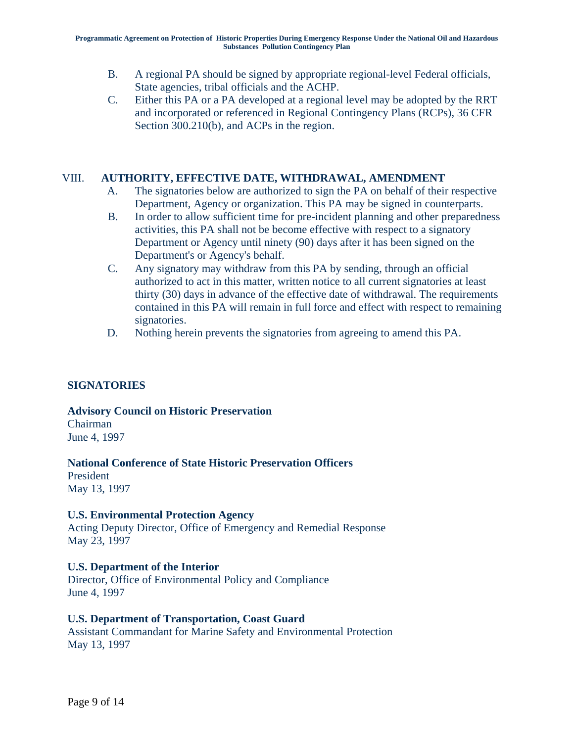B. A regional PA should be signed by appropriate regional-level Federal officials, State agencies, tribal officials and the ACHP.

C. Either this PA or a PA developed at a regional level may be adopted by the RRT and incorporated or referenced in Regional Contingency Plans (RCPs), 36 CFR Section 300.210(b), and ACPs in the region.

## VIII. AUTHORITY, EFFECTIVE DATE, WITHDRAWAL, AMENDMENT

A. The signatories below are authorized to sign the PA on behalf of their respective Department, Agency or organization. This PA may be signed in counterparts.

B. In order to allow sufficient time for pre-incident planning and other preparedness activities, this PA shall not be become effective with respect to a signatory Department or Agency until ninety (90) days after it has been signed on the Department's or Agency's behalf.

C. Any signatory may withdraw from this PA by sending, through an official authorized to act in this matter, written notice to all current signatories at least thirty (30) days in advance of the effective date of withdrawal. The requirements contained in this PA will remain in full force and effect with respect to remaining signatories.

D. Nothing herein prevents the signatories from agreeing to amend this PA.

## SIGNATORIES

**Advisory Council on Historic Preservation**
Chairman
June 4, 1997

**National Conference of State Historic Preservation Officers**
President
May 13, 1997

**U.S. Environmental Protection Agency**
Acting Deputy Director, Office of Emergency and Remedial Response
May 23, 1997

**U.S. Department of the Interior**
Director, Office of Environmental Policy and Compliance
June 4, 1997

**U.S. Department of Transportation, Coast Guard**
Assistant Commandant for Marine Safety and Environmental Protection
May 13, 1997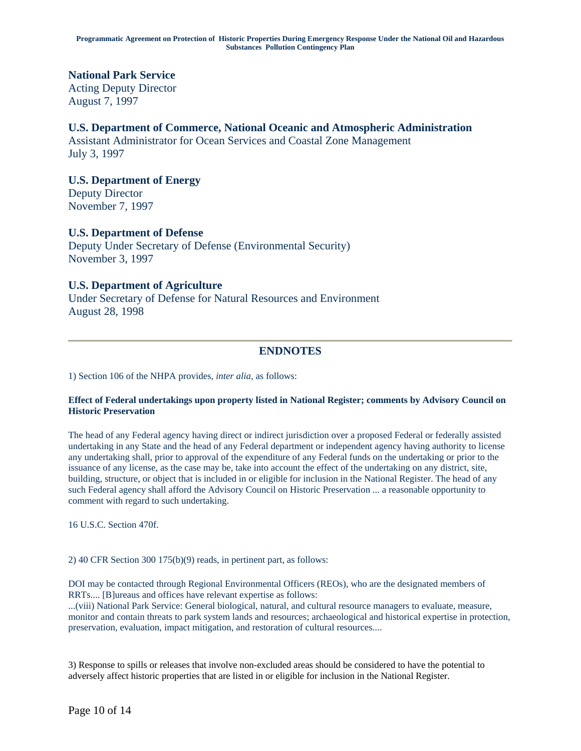**National Park Service**
Acting Deputy Director
August 7, 1997

**U.S. Department of Commerce, National Oceanic and Atmospheric Administration**
Assistant Administrator for Ocean Services and Coastal Zone Management
July 3, 1997

**U.S. Department of Energy**
Deputy Director
November 7, 1997

**U.S. Department of Defense**
Deputy Under Secretary of Defense (Environmental Security)
November 3, 1997

**U.S. Department of Agriculture**
Under Secretary of Defense for Natural Resources and Environment
August 28, 1998

---

## ENDNOTES

1) Section 106 of the NHPA provides, *inter alia*, as follows:

**Effect of Federal undertakings upon property listed in National Register; comments by Advisory Council on Historic Preservation**

The head of any Federal agency having direct or indirect jurisdiction over a proposed Federal or federally assisted undertaking in any State and the head of any Federal department or independent agency having authority to license any undertaking shall, prior to approval of the expenditure of any Federal funds on the undertaking or prior to the issuance of any license, as the case may be, take into account the effect of the undertaking on any district, site, building, structure, or object that is included in or eligible for inclusion in the National Register. The head of any such Federal agency shall afford the Advisory Council on Historic Preservation ... a reasonable opportunity to comment with regard to such undertaking.

16 U.S.C. Section 470f.

2) 40 CFR Section 300 175(b)(9) reads, in pertinent part, as follows:

DOI may be contacted through Regional Environmental Officers (REOs), who are the designated members of RRTs.... [B]ureaus and offices have relevant expertise as follows:
...(viii) National Park Service: General biological, natural, and cultural resource managers to evaluate, measure, monitor and contain threats to park system lands and resources; archaeological and historical expertise in protection, preservation, evaluation, impact mitigation, and restoration of cultural resources....

3) Response to spills or releases that involve non-excluded areas should be considered to have the potential to adversely affect historic properties that are listed in or eligible for inclusion in the National Register.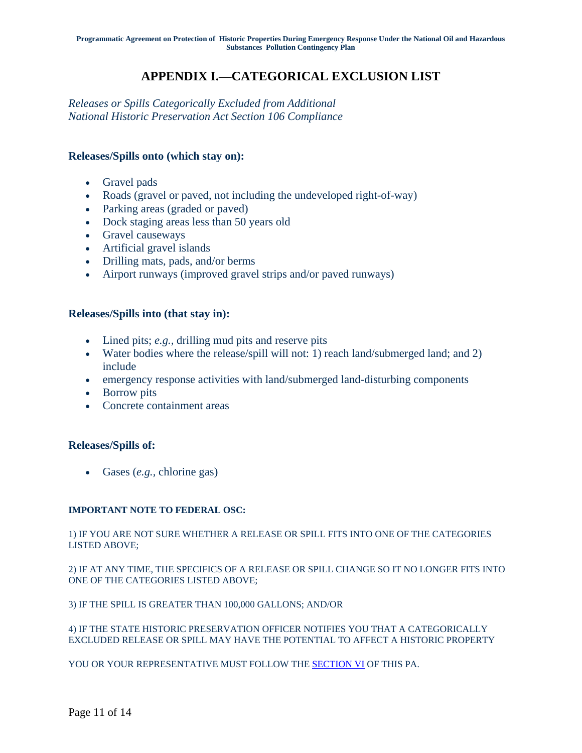# APPENDIX I.—CATEGORICAL EXCLUSION LIST

*Releases or Spills Categorically Excluded from Additional National Historic Preservation Act Section 106 Compliance*

### Releases/Spills onto (which stay on):

- Gravel pads
- Roads (gravel or paved, not including the undeveloped right-of-way)
- Parking areas (graded or paved)
- Dock staging areas less than 50 years old
- Gravel causeways
- Artificial gravel islands
- Drilling mats, pads, and/or berms
- Airport runways (improved gravel strips and/or paved runways)

### Releases/Spills into (that stay in):

- Lined pits; *e.g.,* drilling mud pits and reserve pits
- Water bodies where the release/spill will not: 1) reach land/submerged land; and 2) include
- emergency response activities with land/submerged land-disturbing components
- Borrow pits
- Concrete containment areas

### Releases/Spills of:

- Gases (*e.g.,* chlorine gas)

**IMPORTANT NOTE TO FEDERAL OSC:**

1) IF YOU ARE NOT SURE WHETHER A RELEASE OR SPILL FITS INTO ONE OF THE CATEGORIES LISTED ABOVE;

2) IF AT ANY TIME, THE SPECIFICS OF A RELEASE OR SPILL CHANGE SO IT NO LONGER FITS INTO ONE OF THE CATEGORIES LISTED ABOVE;

3) IF THE SPILL IS GREATER THAN 100,000 GALLONS; AND/OR

4) IF THE STATE HISTORIC PRESERVATION OFFICER NOTIFIES YOU THAT A CATEGORICALLY EXCLUDED RELEASE OR SPILL MAY HAVE THE POTENTIAL TO AFFECT A HISTORIC PROPERTY

YOU OR YOUR REPRESENTATIVE MUST FOLLOW THE SECTION VI OF THIS PA.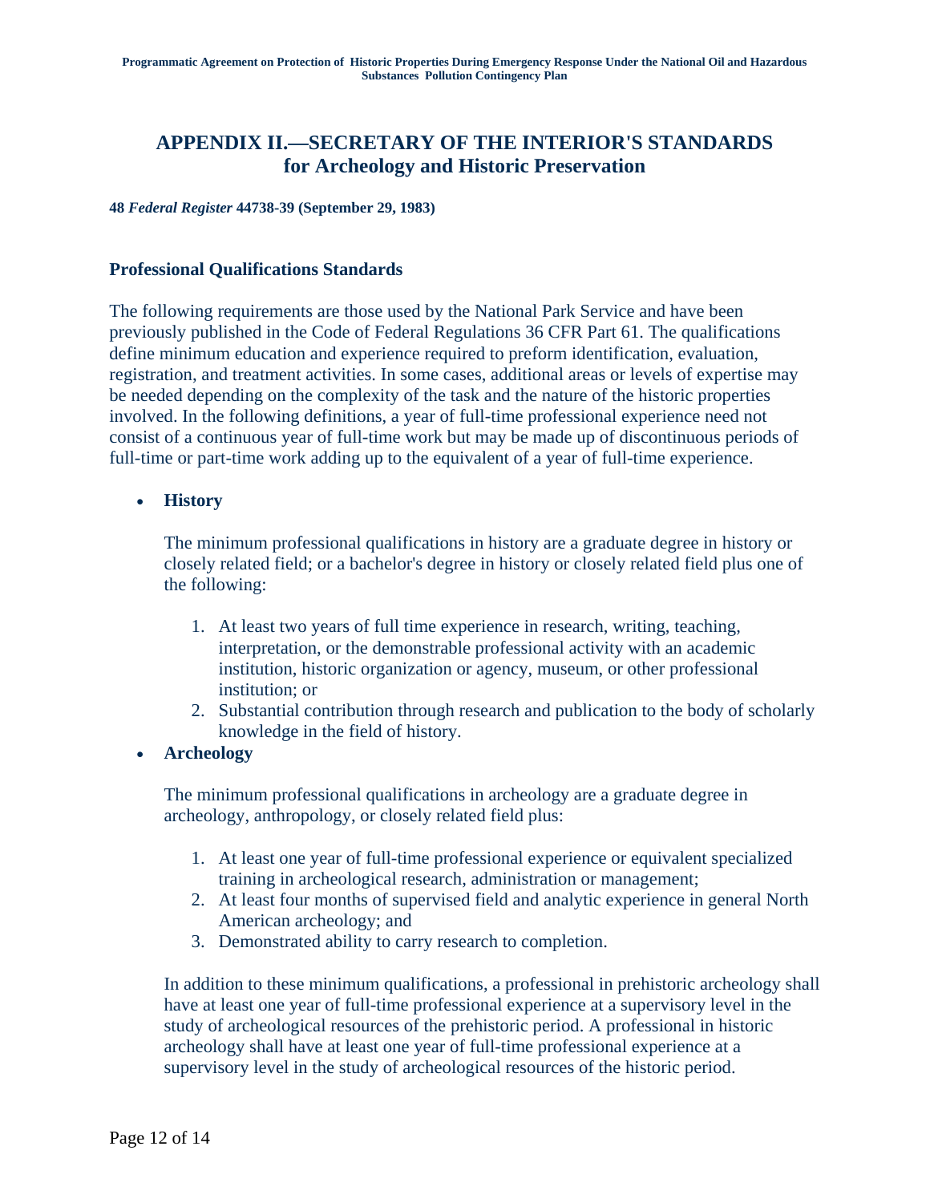## APPENDIX II.—SECRETARY OF THE INTERIOR'S STANDARDS for Archeology and Historic Preservation

**48 *Federal Register* 44738-39 (September 29, 1983)**

### Professional Qualifications Standards

The following requirements are those used by the National Park Service and have been previously published in the Code of Federal Regulations 36 CFR Part 61. The qualifications define minimum education and experience required to preform identification, evaluation, registration, and treatment activities. In some cases, additional areas or levels of expertise may be needed depending on the complexity of the task and the nature of the historic properties involved. In the following definitions, a year of full-time professional experience need not consist of a continuous year of full-time work but may be made up of discontinuous periods of full-time or part-time work adding up to the equivalent of a year of full-time experience.

- **History**

  The minimum professional qualifications in history are a graduate degree in history or closely related field; or a bachelor's degree in history or closely related field plus one of the following:

  1. At least two years of full time experience in research, writing, teaching, interpretation, or the demonstrable professional activity with an academic institution, historic organization or agency, museum, or other professional institution; or
  2. Substantial contribution through research and publication to the body of scholarly knowledge in the field of history.

- **Archeology**

  The minimum professional qualifications in archeology are a graduate degree in archeology, anthropology, or closely related field plus:

  1. At least one year of full-time professional experience or equivalent specialized training in archeological research, administration or management;
  2. At least four months of supervised field and analytic experience in general North American archeology; and
  3. Demonstrated ability to carry research to completion.

  In addition to these minimum qualifications, a professional in prehistoric archeology shall have at least one year of full-time professional experience at a supervisory level in the study of archeological resources of the prehistoric period. A professional in historic archeology shall have at least one year of full-time professional experience at a supervisory level in the study of archeological resources of the historic period.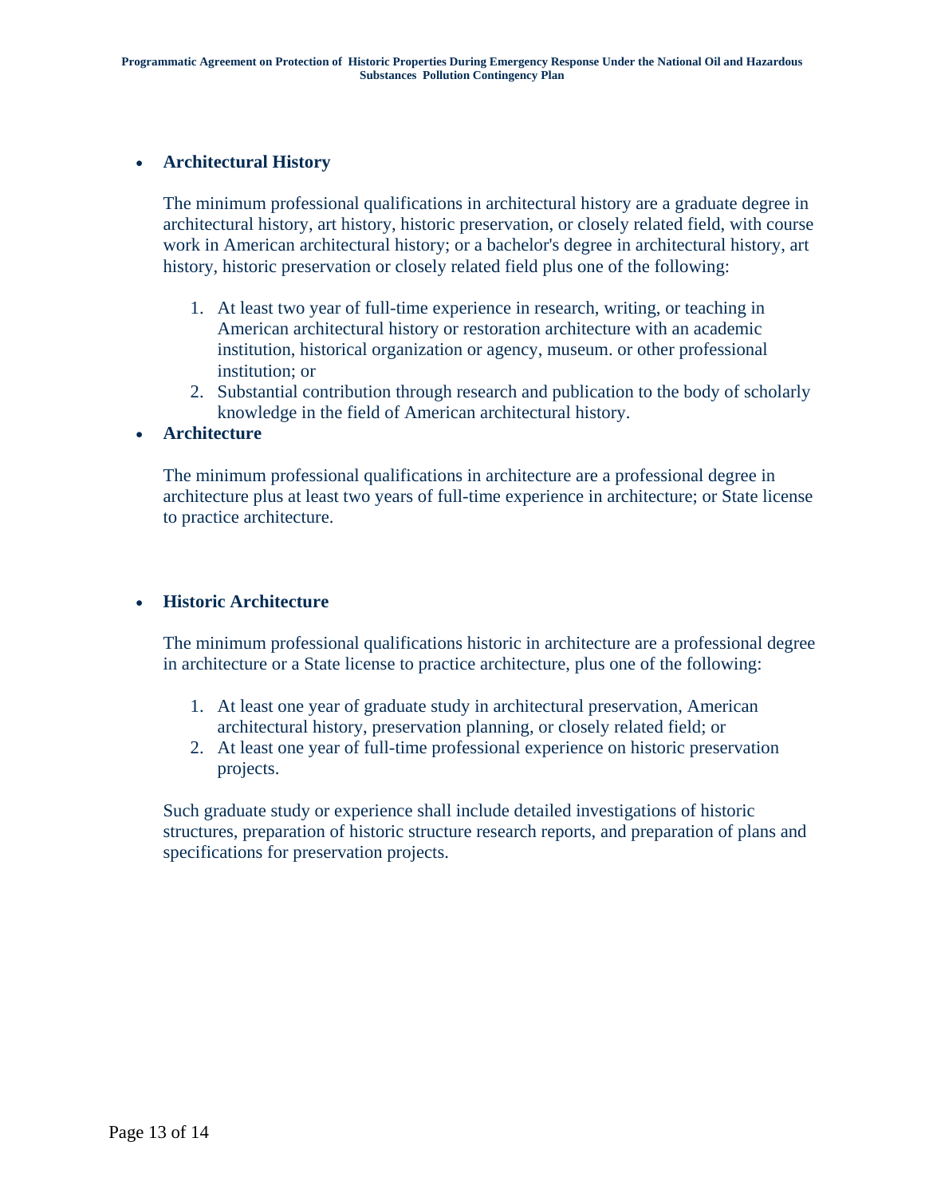- **Architectural History**

  The minimum professional qualifications in architectural history are a graduate degree in architectural history, art history, historic preservation, or closely related field, with course work in American architectural history; or a bachelor's degree in architectural history, art history, historic preservation or closely related field plus one of the following:

  1. At least two year of full-time experience in research, writing, or teaching in American architectural history or restoration architecture with an academic institution, historical organization or agency, museum. or other professional institution; or
  2. Substantial contribution through research and publication to the body of scholarly knowledge in the field of American architectural history.

- **Architecture**

  The minimum professional qualifications in architecture are a professional degree in architecture plus at least two years of full-time experience in architecture; or State license to practice architecture.

- **Historic Architecture**

  The minimum professional qualifications historic in architecture are a professional degree in architecture or a State license to practice architecture, plus one of the following:

  1. At least one year of graduate study in architectural preservation, American architectural history, preservation planning, or closely related field; or
  2. At least one year of full-time professional experience on historic preservation projects.

  Such graduate study or experience shall include detailed investigations of historic structures, preparation of historic structure research reports, and preparation of plans and specifications for preservation projects.